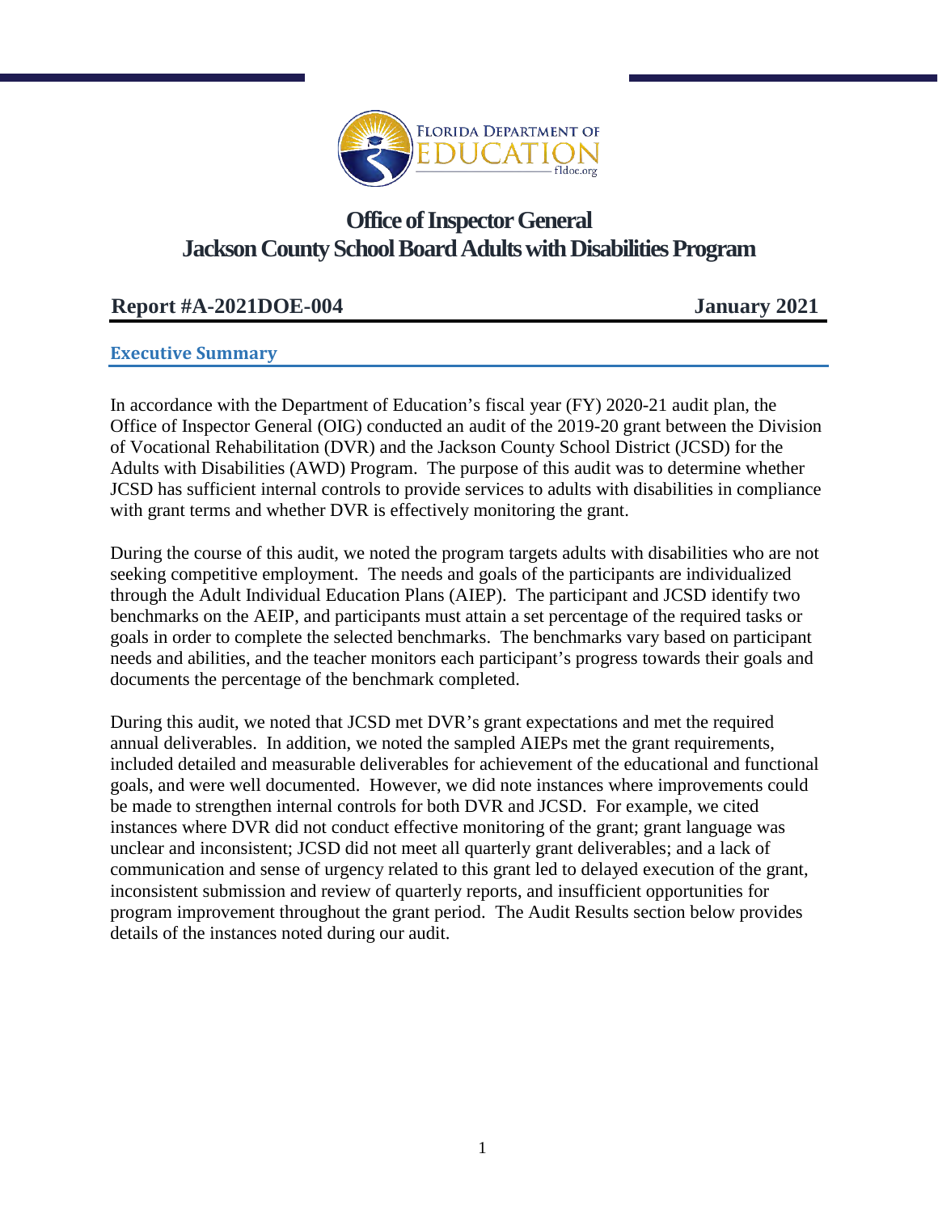FLORIDA DEPARTMENT OF EDUCATION
fldoe.org

# Office of Inspector General
# Jackson County School Board Adults with Disabilities Program

**Report #A-2021DOE-004** **January 2021**

## Executive Summary

In accordance with the Department of Education's fiscal year (FY) 2020-21 audit plan, the Office of Inspector General (OIG) conducted an audit of the 2019-20 grant between the Division of Vocational Rehabilitation (DVR) and the Jackson County School District (JCSD) for the Adults with Disabilities (AWD) Program. The purpose of this audit was to determine whether JCSD has sufficient internal controls to provide services to adults with disabilities in compliance with grant terms and whether DVR is effectively monitoring the grant.

During the course of this audit, we noted the program targets adults with disabilities who are not seeking competitive employment. The needs and goals of the participants are individualized through the Adult Individual Education Plans (AIEP). The participant and JCSD identify two benchmarks on the AEIP, and participants must attain a set percentage of the required tasks or goals in order to complete the selected benchmarks. The benchmarks vary based on participant needs and abilities, and the teacher monitors each participant's progress towards their goals and documents the percentage of the benchmark completed.

During this audit, we noted that JCSD met DVR's grant expectations and met the required annual deliverables. In addition, we noted the sampled AIEPs met the grant requirements, included detailed and measurable deliverables for achievement of the educational and functional goals, and were well documented. However, we did note instances where improvements could be made to strengthen internal controls for both DVR and JCSD. For example, we cited instances where DVR did not conduct effective monitoring of the grant; grant language was unclear and inconsistent; JCSD did not meet all quarterly grant deliverables; and a lack of communication and sense of urgency related to this grant led to delayed execution of the grant, inconsistent submission and review of quarterly reports, and insufficient opportunities for program improvement throughout the grant period. The Audit Results section below provides details of the instances noted during our audit.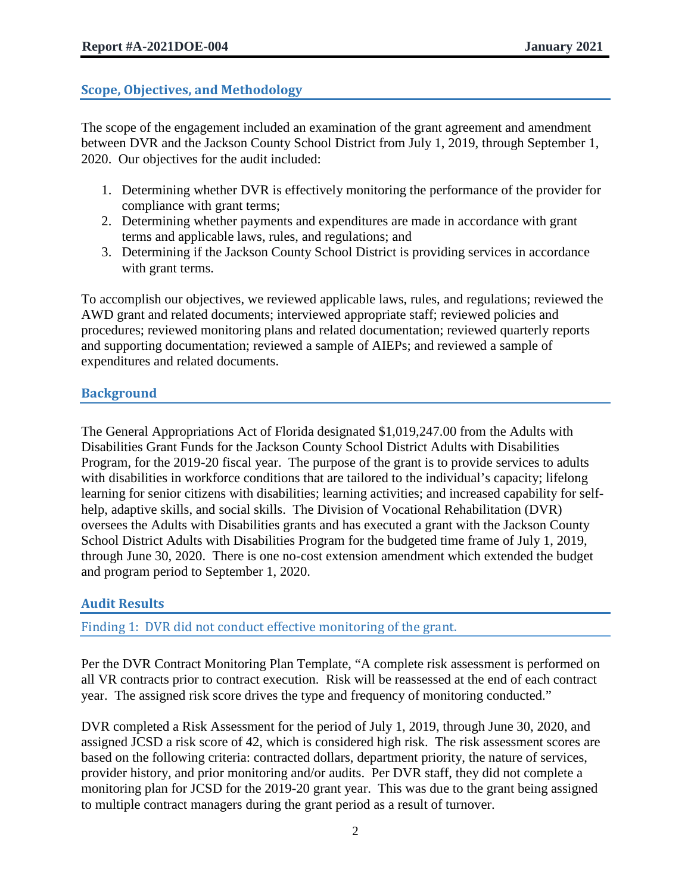## Scope, Objectives, and Methodology

The scope of the engagement included an examination of the grant agreement and amendment between DVR and the Jackson County School District from July 1, 2019, through September 1, 2020. Our objectives for the audit included:

1. Determining whether DVR is effectively monitoring the performance of the provider for compliance with grant terms;
2. Determining whether payments and expenditures are made in accordance with grant terms and applicable laws, rules, and regulations; and
3. Determining if the Jackson County School District is providing services in accordance with grant terms.

To accomplish our objectives, we reviewed applicable laws, rules, and regulations; reviewed the AWD grant and related documents; interviewed appropriate staff; reviewed policies and procedures; reviewed monitoring plans and related documentation; reviewed quarterly reports and supporting documentation; reviewed a sample of AIEPs; and reviewed a sample of expenditures and related documents.

## Background

The General Appropriations Act of Florida designated $1,019,247.00 from the Adults with Disabilities Grant Funds for the Jackson County School District Adults with Disabilities Program, for the 2019-20 fiscal year. The purpose of the grant is to provide services to adults with disabilities in workforce conditions that are tailored to the individual's capacity; lifelong learning for senior citizens with disabilities; learning activities; and increased capability for self-help, adaptive skills, and social skills. The Division of Vocational Rehabilitation (DVR) oversees the Adults with Disabilities grants and has executed a grant with the Jackson County School District Adults with Disabilities Program for the budgeted time frame of July 1, 2019, through June 30, 2020. There is one no-cost extension amendment which extended the budget and program period to September 1, 2020.

## Audit Results

### Finding 1: DVR did not conduct effective monitoring of the grant.

Per the DVR Contract Monitoring Plan Template, "A complete risk assessment is performed on all VR contracts prior to contract execution. Risk will be reassessed at the end of each contract year. The assigned risk score drives the type and frequency of monitoring conducted."

DVR completed a Risk Assessment for the period of July 1, 2019, through June 30, 2020, and assigned JCSD a risk score of 42, which is considered high risk. The risk assessment scores are based on the following criteria: contracted dollars, department priority, the nature of services, provider history, and prior monitoring and/or audits. Per DVR staff, they did not complete a monitoring plan for JCSD for the 2019-20 grant year. This was due to the grant being assigned to multiple contract managers during the grant period as a result of turnover.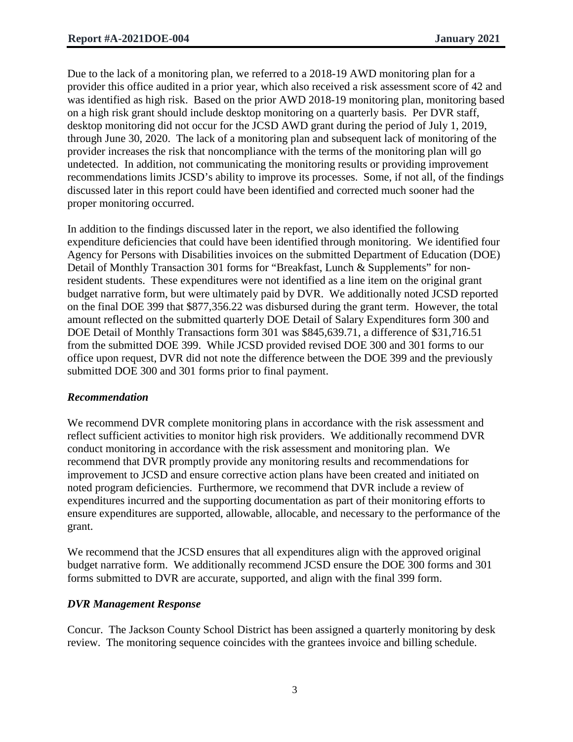Due to the lack of a monitoring plan, we referred to a 2018-19 AWD monitoring plan for a provider this office audited in a prior year, which also received a risk assessment score of 42 and was identified as high risk. Based on the prior AWD 2018-19 monitoring plan, monitoring based on a high risk grant should include desktop monitoring on a quarterly basis. Per DVR staff, desktop monitoring did not occur for the JCSD AWD grant during the period of July 1, 2019, through June 30, 2020. The lack of a monitoring plan and subsequent lack of monitoring of the provider increases the risk that noncompliance with the terms of the monitoring plan will go undetected. In addition, not communicating the monitoring results or providing improvement recommendations limits JCSD's ability to improve its processes. Some, if not all, of the findings discussed later in this report could have been identified and corrected much sooner had the proper monitoring occurred.

In addition to the findings discussed later in the report, we also identified the following expenditure deficiencies that could have been identified through monitoring. We identified four Agency for Persons with Disabilities invoices on the submitted Department of Education (DOE) Detail of Monthly Transaction 301 forms for "Breakfast, Lunch & Supplements" for non-resident students. These expenditures were not identified as a line item on the original grant budget narrative form, but were ultimately paid by DVR. We additionally noted JCSD reported on the final DOE 399 that $877,356.22 was disbursed during the grant term. However, the total amount reflected on the submitted quarterly DOE Detail of Salary Expenditures form 300 and DOE Detail of Monthly Transactions form 301 was $845,639.71, a difference of $31,716.51 from the submitted DOE 399. While JCSD provided revised DOE 300 and 301 forms to our office upon request, DVR did not note the difference between the DOE 399 and the previously submitted DOE 300 and 301 forms prior to final payment.

### *Recommendation*

We recommend DVR complete monitoring plans in accordance with the risk assessment and reflect sufficient activities to monitor high risk providers. We additionally recommend DVR conduct monitoring in accordance with the risk assessment and monitoring plan. We recommend that DVR promptly provide any monitoring results and recommendations for improvement to JCSD and ensure corrective action plans have been created and initiated on noted program deficiencies. Furthermore, we recommend that DVR include a review of expenditures incurred and the supporting documentation as part of their monitoring efforts to ensure expenditures are supported, allowable, allocable, and necessary to the performance of the grant.

We recommend that the JCSD ensures that all expenditures align with the approved original budget narrative form. We additionally recommend JCSD ensure the DOE 300 forms and 301 forms submitted to DVR are accurate, supported, and align with the final 399 form.

### *DVR Management Response*

Concur. The Jackson County School District has been assigned a quarterly monitoring by desk review. The monitoring sequence coincides with the grantees invoice and billing schedule.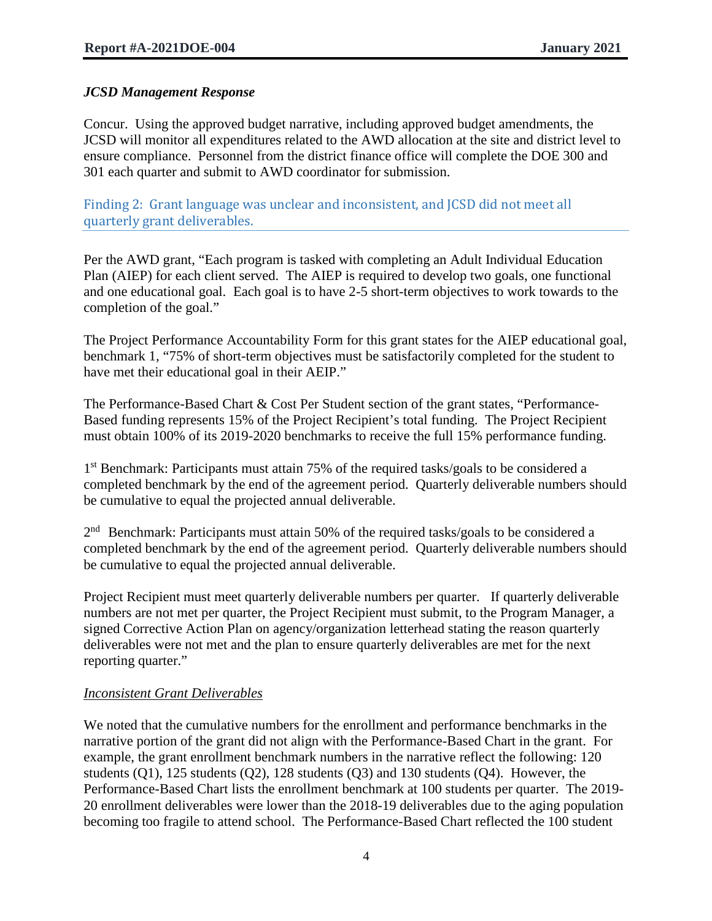### *JCSD Management Response*

Concur. Using the approved budget narrative, including approved budget amendments, the JCSD will monitor all expenditures related to the AWD allocation at the site and district level to ensure compliance. Personnel from the district finance office will complete the DOE 300 and 301 each quarter and submit to AWD coordinator for submission.

## Finding 2: Grant language was unclear and inconsistent, and JCSD did not meet all quarterly grant deliverables.

Per the AWD grant, "Each program is tasked with completing an Adult Individual Education Plan (AIEP) for each client served. The AIEP is required to develop two goals, one functional and one educational goal. Each goal is to have 2-5 short-term objectives to work towards to the completion of the goal."

The Project Performance Accountability Form for this grant states for the AIEP educational goal, benchmark 1, "75% of short-term objectives must be satisfactorily completed for the student to have met their educational goal in their AEIP."

The Performance-Based Chart & Cost Per Student section of the grant states, "Performance-Based funding represents 15% of the Project Recipient's total funding. The Project Recipient must obtain 100% of its 2019-2020 benchmarks to receive the full 15% performance funding.

1st Benchmark: Participants must attain 75% of the required tasks/goals to be considered a completed benchmark by the end of the agreement period. Quarterly deliverable numbers should be cumulative to equal the projected annual deliverable.

2nd Benchmark: Participants must attain 50% of the required tasks/goals to be considered a completed benchmark by the end of the agreement period. Quarterly deliverable numbers should be cumulative to equal the projected annual deliverable.

Project Recipient must meet quarterly deliverable numbers per quarter. If quarterly deliverable numbers are not met per quarter, the Project Recipient must submit, to the Program Manager, a signed Corrective Action Plan on agency/organization letterhead stating the reason quarterly deliverables were not met and the plan to ensure quarterly deliverables are met for the next reporting quarter."

### *Inconsistent Grant Deliverables*

We noted that the cumulative numbers for the enrollment and performance benchmarks in the narrative portion of the grant did not align with the Performance-Based Chart in the grant. For example, the grant enrollment benchmark numbers in the narrative reflect the following: 120 students (Q1), 125 students (Q2), 128 students (Q3) and 130 students (Q4). However, the Performance-Based Chart lists the enrollment benchmark at 100 students per quarter. The 2019-20 enrollment deliverables were lower than the 2018-19 deliverables due to the aging population becoming too fragile to attend school. The Performance-Based Chart reflected the 100 student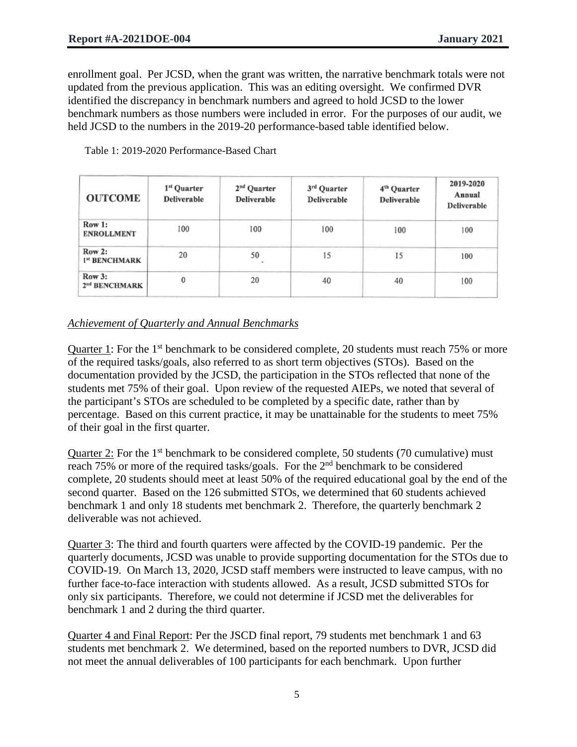enrollment goal. Per JCSD, when the grant was written, the narrative benchmark totals were not updated from the previous application. This was an editing oversight. We confirmed DVR identified the discrepancy in benchmark numbers and agreed to hold JCSD to the lower benchmark numbers as those numbers were included in error. For the purposes of our audit, we held JCSD to the numbers in the 2019-20 performance-based table identified below.

Table 1: 2019-2020 Performance-Based Chart

| OUTCOME | 1st Quarter Deliverable | 2nd Quarter Deliverable | 3rd Quarter Deliverable | 4th Quarter Deliverable | 2019-2020 Annual Deliverable |
|---|---|---|---|---|---|
| Row 1: ENROLLMENT | 100 | 100 | 100 | 100 | 100 |
| Row 2: 1st BENCHMARK | 20 | 50 | 15 | 15 | 100 |
| Row 3: 2nd BENCHMARK | 0 | 20 | 40 | 40 | 100 |

*Achievement of Quarterly and Annual Benchmarks*

Quarter 1: For the 1st benchmark to be considered complete, 20 students must reach 75% or more of the required tasks/goals, also referred to as short term objectives (STOs). Based on the documentation provided by the JCSD, the participation in the STOs reflected that none of the students met 75% of their goal. Upon review of the requested AIEPs, we noted that several of the participant's STOs are scheduled to be completed by a specific date, rather than by percentage. Based on this current practice, it may be unattainable for the students to meet 75% of their goal in the first quarter.

Quarter 2: For the 1st benchmark to be considered complete, 50 students (70 cumulative) must reach 75% or more of the required tasks/goals. For the 2nd benchmark to be considered complete, 20 students should meet at least 50% of the required educational goal by the end of the second quarter. Based on the 126 submitted STOs, we determined that 60 students achieved benchmark 1 and only 18 students met benchmark 2. Therefore, the quarterly benchmark 2 deliverable was not achieved.

Quarter 3: The third and fourth quarters were affected by the COVID-19 pandemic. Per the quarterly documents, JCSD was unable to provide supporting documentation for the STOs due to COVID-19. On March 13, 2020, JCSD staff members were instructed to leave campus, with no further face-to-face interaction with students allowed. As a result, JCSD submitted STOs for only six participants. Therefore, we could not determine if JCSD met the deliverables for benchmark 1 and 2 during the third quarter.

Quarter 4 and Final Report: Per the JSCD final report, 79 students met benchmark 1 and 63 students met benchmark 2. We determined, based on the reported numbers to DVR, JCSD did not meet the annual deliverables of 100 participants for each benchmark. Upon further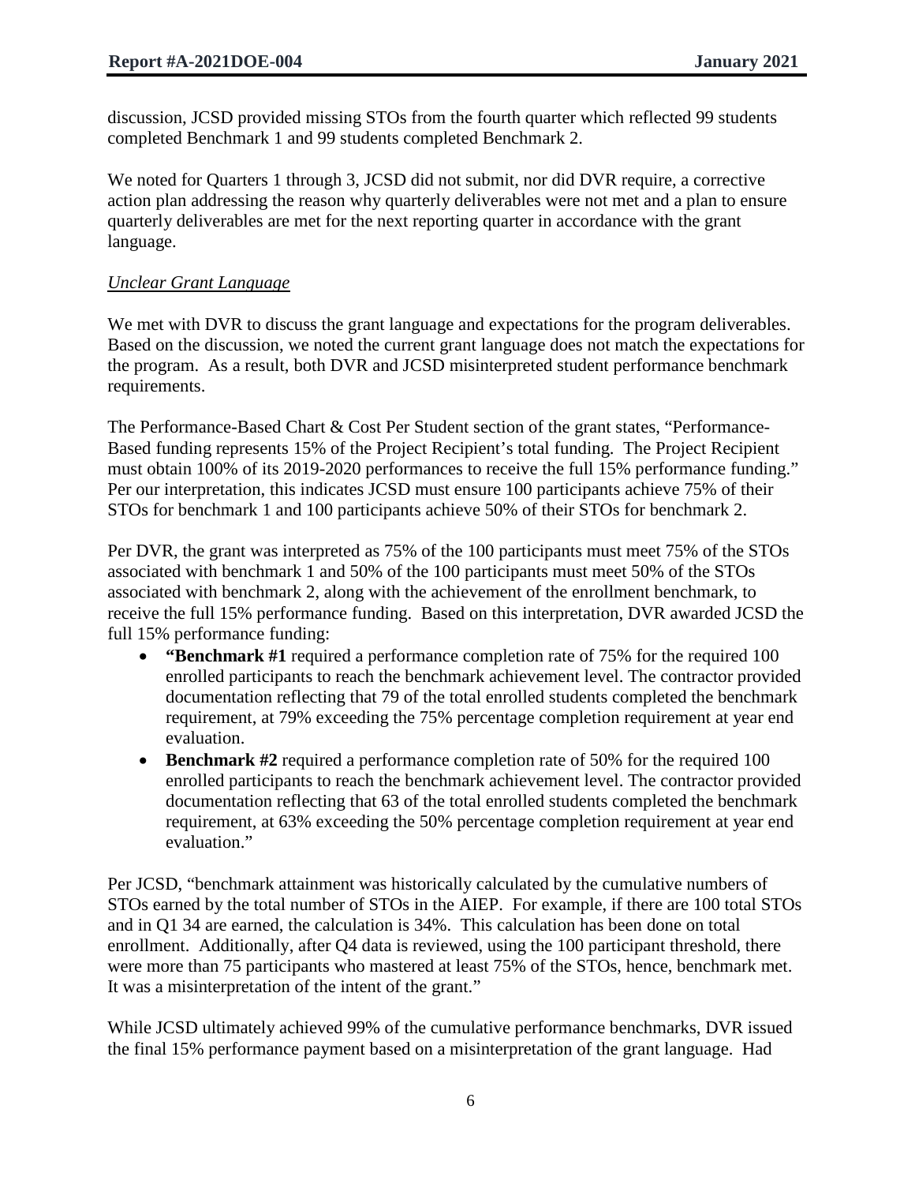discussion, JCSD provided missing STOs from the fourth quarter which reflected 99 students completed Benchmark 1 and 99 students completed Benchmark 2.

We noted for Quarters 1 through 3, JCSD did not submit, nor did DVR require, a corrective action plan addressing the reason why quarterly deliverables were not met and a plan to ensure quarterly deliverables are met for the next reporting quarter in accordance with the grant language.

*Unclear Grant Language*

We met with DVR to discuss the grant language and expectations for the program deliverables. Based on the discussion, we noted the current grant language does not match the expectations for the program. As a result, both DVR and JCSD misinterpreted student performance benchmark requirements.

The Performance-Based Chart & Cost Per Student section of the grant states, "Performance-Based funding represents 15% of the Project Recipient's total funding. The Project Recipient must obtain 100% of its 2019-2020 performances to receive the full 15% performance funding." Per our interpretation, this indicates JCSD must ensure 100 participants achieve 75% of their STOs for benchmark 1 and 100 participants achieve 50% of their STOs for benchmark 2.

Per DVR, the grant was interpreted as 75% of the 100 participants must meet 75% of the STOs associated with benchmark 1 and 50% of the 100 participants must meet 50% of the STOs associated with benchmark 2, along with the achievement of the enrollment benchmark, to receive the full 15% performance funding. Based on this interpretation, DVR awarded JCSD the full 15% performance funding:

- **"Benchmark #1** required a performance completion rate of 75% for the required 100 enrolled participants to reach the benchmark achievement level. The contractor provided documentation reflecting that 79 of the total enrolled students completed the benchmark requirement, at 79% exceeding the 75% percentage completion requirement at year end evaluation.
- **Benchmark #2** required a performance completion rate of 50% for the required 100 enrolled participants to reach the benchmark achievement level. The contractor provided documentation reflecting that 63 of the total enrolled students completed the benchmark requirement, at 63% exceeding the 50% percentage completion requirement at year end evaluation."

Per JCSD, "benchmark attainment was historically calculated by the cumulative numbers of STOs earned by the total number of STOs in the AIEP. For example, if there are 100 total STOs and in Q1 34 are earned, the calculation is 34%. This calculation has been done on total enrollment. Additionally, after Q4 data is reviewed, using the 100 participant threshold, there were more than 75 participants who mastered at least 75% of the STOs, hence, benchmark met. It was a misinterpretation of the intent of the grant."

While JCSD ultimately achieved 99% of the cumulative performance benchmarks, DVR issued the final 15% performance payment based on a misinterpretation of the grant language. Had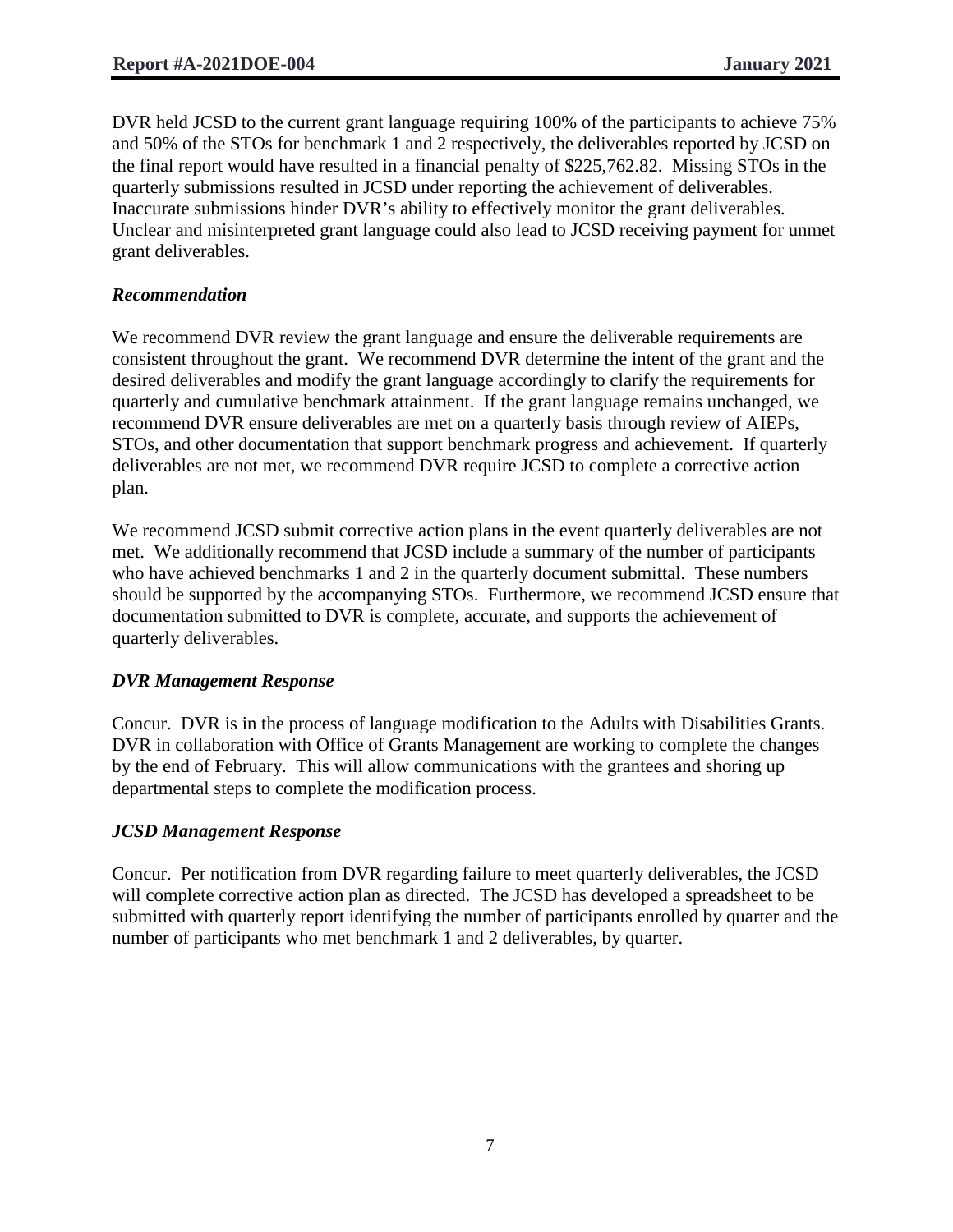DVR held JCSD to the current grant language requiring 100% of the participants to achieve 75% and 50% of the STOs for benchmark 1 and 2 respectively, the deliverables reported by JCSD on the final report would have resulted in a financial penalty of $225,762.82. Missing STOs in the quarterly submissions resulted in JCSD under reporting the achievement of deliverables. Inaccurate submissions hinder DVR's ability to effectively monitor the grant deliverables. Unclear and misinterpreted grant language could also lead to JCSD receiving payment for unmet grant deliverables.

### *Recommendation*

We recommend DVR review the grant language and ensure the deliverable requirements are consistent throughout the grant. We recommend DVR determine the intent of the grant and the desired deliverables and modify the grant language accordingly to clarify the requirements for quarterly and cumulative benchmark attainment. If the grant language remains unchanged, we recommend DVR ensure deliverables are met on a quarterly basis through review of AIEPs, STOs, and other documentation that support benchmark progress and achievement. If quarterly deliverables are not met, we recommend DVR require JCSD to complete a corrective action plan.

We recommend JCSD submit corrective action plans in the event quarterly deliverables are not met. We additionally recommend that JCSD include a summary of the number of participants who have achieved benchmarks 1 and 2 in the quarterly document submittal. These numbers should be supported by the accompanying STOs. Furthermore, we recommend JCSD ensure that documentation submitted to DVR is complete, accurate, and supports the achievement of quarterly deliverables.

### *DVR Management Response*

Concur. DVR is in the process of language modification to the Adults with Disabilities Grants. DVR in collaboration with Office of Grants Management are working to complete the changes by the end of February. This will allow communications with the grantees and shoring up departmental steps to complete the modification process.

### *JCSD Management Response*

Concur. Per notification from DVR regarding failure to meet quarterly deliverables, the JCSD will complete corrective action plan as directed. The JCSD has developed a spreadsheet to be submitted with quarterly report identifying the number of participants enrolled by quarter and the number of participants who met benchmark 1 and 2 deliverables, by quarter.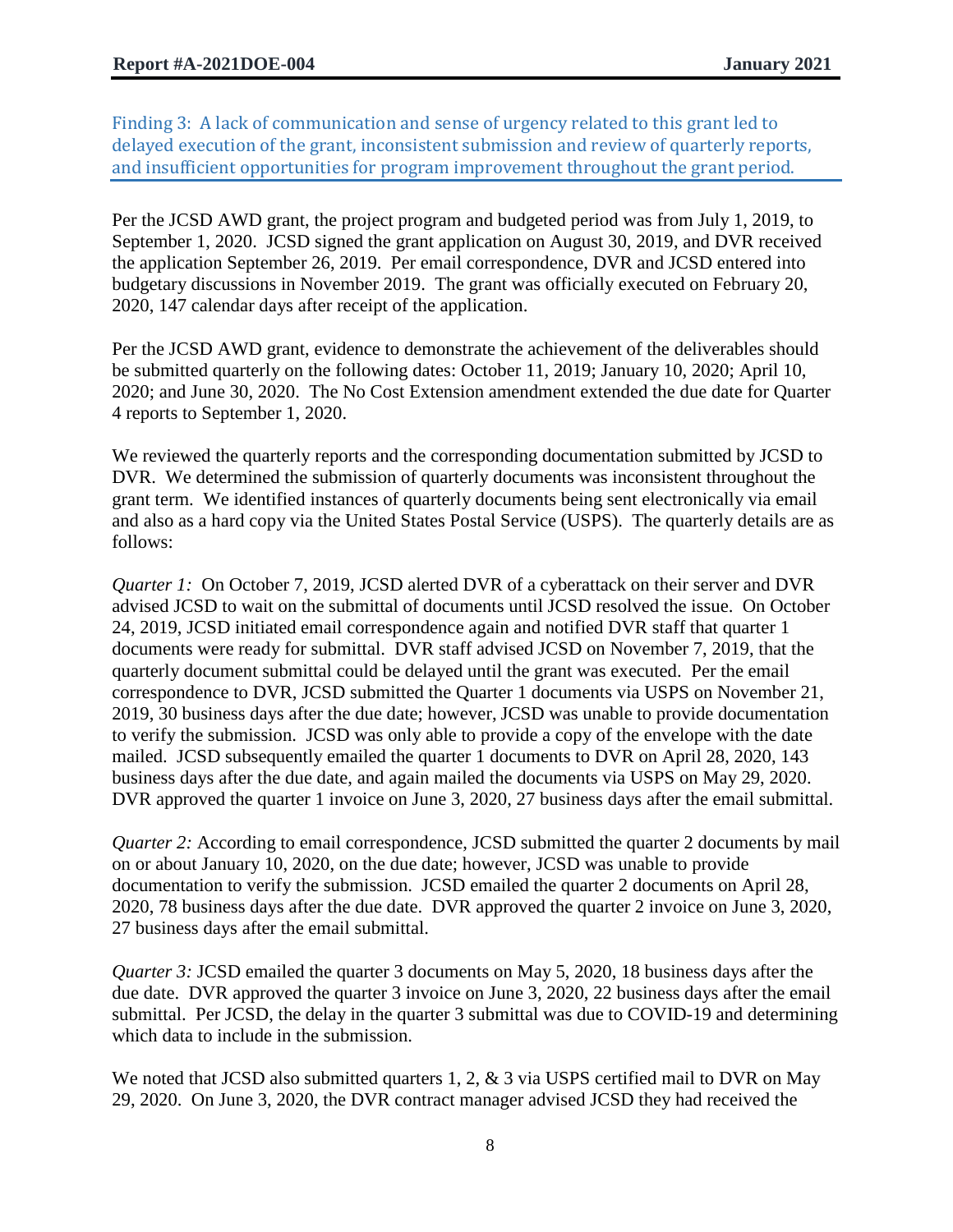## Finding 3: A lack of communication and sense of urgency related to this grant led to delayed execution of the grant, inconsistent submission and review of quarterly reports, and insufficient opportunities for program improvement throughout the grant period.

Per the JCSD AWD grant, the project program and budgeted period was from July 1, 2019, to September 1, 2020. JCSD signed the grant application on August 30, 2019, and DVR received the application September 26, 2019. Per email correspondence, DVR and JCSD entered into budgetary discussions in November 2019. The grant was officially executed on February 20, 2020, 147 calendar days after receipt of the application.

Per the JCSD AWD grant, evidence to demonstrate the achievement of the deliverables should be submitted quarterly on the following dates: October 11, 2019; January 10, 2020; April 10, 2020; and June 30, 2020. The No Cost Extension amendment extended the due date for Quarter 4 reports to September 1, 2020.

We reviewed the quarterly reports and the corresponding documentation submitted by JCSD to DVR. We determined the submission of quarterly documents was inconsistent throughout the grant term. We identified instances of quarterly documents being sent electronically via email and also as a hard copy via the United States Postal Service (USPS). The quarterly details are as follows:

*Quarter 1:* On October 7, 2019, JCSD alerted DVR of a cyberattack on their server and DVR advised JCSD to wait on the submittal of documents until JCSD resolved the issue. On October 24, 2019, JCSD initiated email correspondence again and notified DVR staff that quarter 1 documents were ready for submittal. DVR staff advised JCSD on November 7, 2019, that the quarterly document submittal could be delayed until the grant was executed. Per the email correspondence to DVR, JCSD submitted the Quarter 1 documents via USPS on November 21, 2019, 30 business days after the due date; however, JCSD was unable to provide documentation to verify the submission. JCSD was only able to provide a copy of the envelope with the date mailed. JCSD subsequently emailed the quarter 1 documents to DVR on April 28, 2020, 143 business days after the due date, and again mailed the documents via USPS on May 29, 2020. DVR approved the quarter 1 invoice on June 3, 2020, 27 business days after the email submittal.

*Quarter 2:* According to email correspondence, JCSD submitted the quarter 2 documents by mail on or about January 10, 2020, on the due date; however, JCSD was unable to provide documentation to verify the submission. JCSD emailed the quarter 2 documents on April 28, 2020, 78 business days after the due date. DVR approved the quarter 2 invoice on June 3, 2020, 27 business days after the email submittal.

*Quarter 3:* JCSD emailed the quarter 3 documents on May 5, 2020, 18 business days after the due date. DVR approved the quarter 3 invoice on June 3, 2020, 22 business days after the email submittal. Per JCSD, the delay in the quarter 3 submittal was due to COVID-19 and determining which data to include in the submission.

We noted that JCSD also submitted quarters 1, 2, & 3 via USPS certified mail to DVR on May 29, 2020. On June 3, 2020, the DVR contract manager advised JCSD they had received the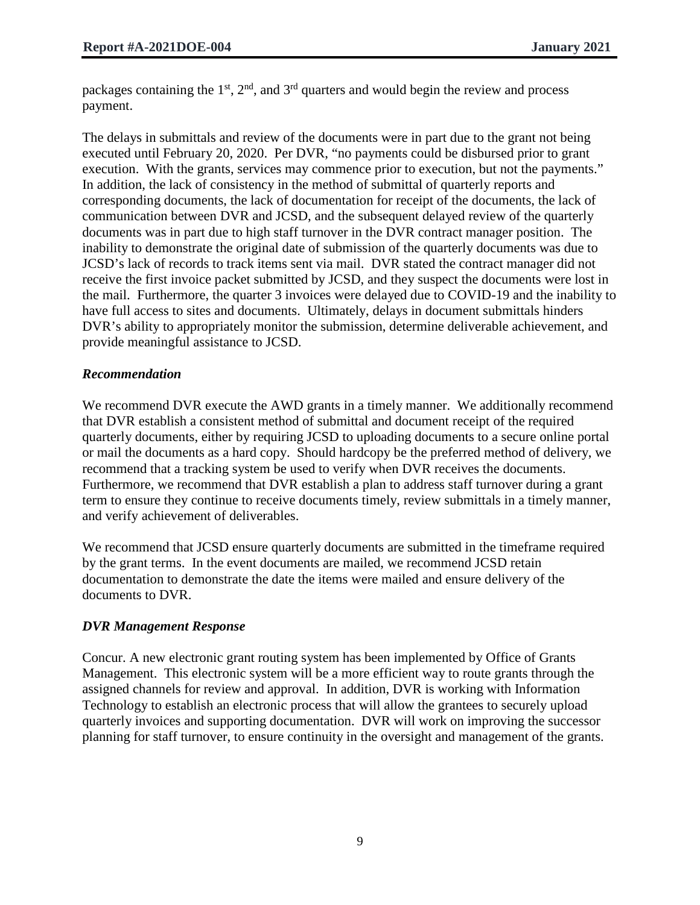packages containing the 1st, 2nd, and 3rd quarters and would begin the review and process payment.

The delays in submittals and review of the documents were in part due to the grant not being executed until February 20, 2020. Per DVR, "no payments could be disbursed prior to grant execution. With the grants, services may commence prior to execution, but not the payments." In addition, the lack of consistency in the method of submittal of quarterly reports and corresponding documents, the lack of documentation for receipt of the documents, the lack of communication between DVR and JCSD, and the subsequent delayed review of the quarterly documents was in part due to high staff turnover in the DVR contract manager position. The inability to demonstrate the original date of submission of the quarterly documents was due to JCSD's lack of records to track items sent via mail. DVR stated the contract manager did not receive the first invoice packet submitted by JCSD, and they suspect the documents were lost in the mail. Furthermore, the quarter 3 invoices were delayed due to COVID-19 and the inability to have full access to sites and documents. Ultimately, delays in document submittals hinders DVR's ability to appropriately monitor the submission, determine deliverable achievement, and provide meaningful assistance to JCSD.

### *Recommendation*

We recommend DVR execute the AWD grants in a timely manner. We additionally recommend that DVR establish a consistent method of submittal and document receipt of the required quarterly documents, either by requiring JCSD to uploading documents to a secure online portal or mail the documents as a hard copy. Should hardcopy be the preferred method of delivery, we recommend that a tracking system be used to verify when DVR receives the documents. Furthermore, we recommend that DVR establish a plan to address staff turnover during a grant term to ensure they continue to receive documents timely, review submittals in a timely manner, and verify achievement of deliverables.

We recommend that JCSD ensure quarterly documents are submitted in the timeframe required by the grant terms. In the event documents are mailed, we recommend JCSD retain documentation to demonstrate the date the items were mailed and ensure delivery of the documents to DVR.

### *DVR Management Response*

Concur. A new electronic grant routing system has been implemented by Office of Grants Management. This electronic system will be a more efficient way to route grants through the assigned channels for review and approval. In addition, DVR is working with Information Technology to establish an electronic process that will allow the grantees to securely upload quarterly invoices and supporting documentation. DVR will work on improving the successor planning for staff turnover, to ensure continuity in the oversight and management of the grants.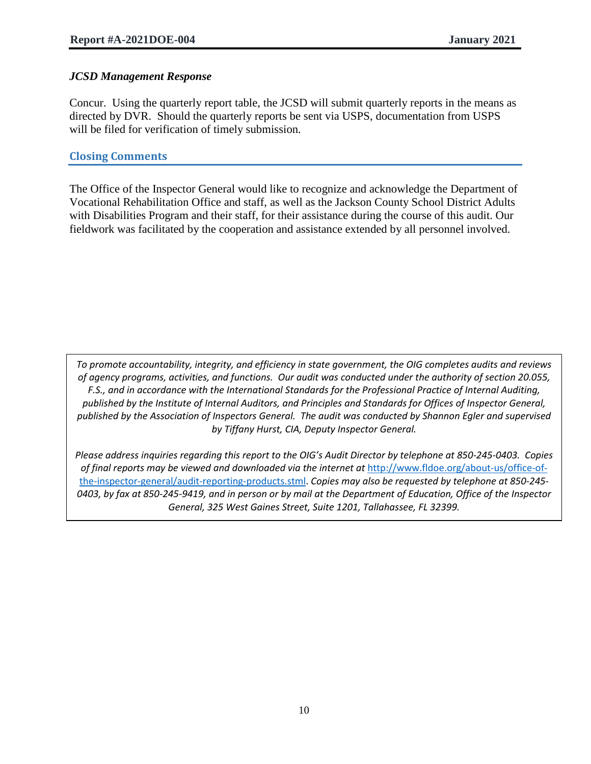*JCSD Management Response*

Concur. Using the quarterly report table, the JCSD will submit quarterly reports in the means as directed by DVR. Should the quarterly reports be sent via USPS, documentation from USPS will be filed for verification of timely submission.

## Closing Comments

The Office of the Inspector General would like to recognize and acknowledge the Department of Vocational Rehabilitation Office and staff, as well as the Jackson County School District Adults with Disabilities Program and their staff, for their assistance during the course of this audit. Our fieldwork was facilitated by the cooperation and assistance extended by all personnel involved.

*To promote accountability, integrity, and efficiency in state government, the OIG completes audits and reviews of agency programs, activities, and functions. Our audit was conducted under the authority of section 20.055, F.S., and in accordance with the International Standards for the Professional Practice of Internal Auditing, published by the Institute of Internal Auditors, and Principles and Standards for Offices of Inspector General, published by the Association of Inspectors General. The audit was conducted by Shannon Egler and supervised by Tiffany Hurst, CIA, Deputy Inspector General.*

*Please address inquiries regarding this report to the OIG's Audit Director by telephone at 850-245-0403. Copies of final reports may be viewed and downloaded via the internet at* [http://www.fldoe.org/about-us/office-of-the-inspector-general/audit-reporting-products.stml](http://www.fldoe.org/about-us/office-of-the-inspector-general/audit-reporting-products.stml)*. Copies may also be requested by telephone at 850-245-0403, by fax at 850-245-9419, and in person or by mail at the Department of Education, Office of the Inspector General, 325 West Gaines Street, Suite 1201, Tallahassee, FL 32399.*